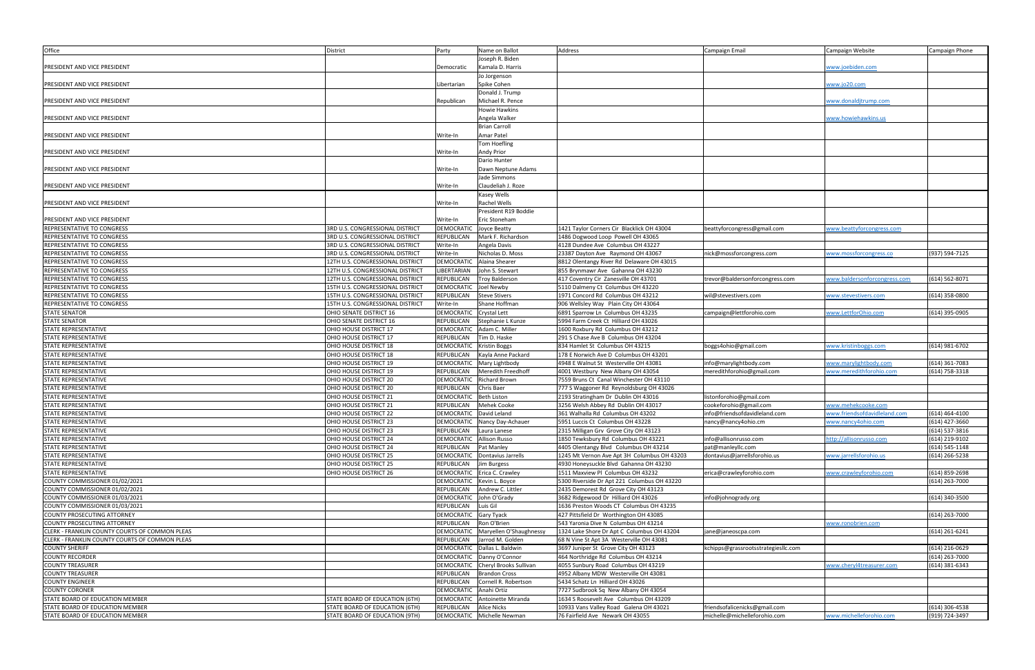| Office | District | Party | Name on Ballot | Address | Campaign Email | Campaign Website | Campaign Phone |
|---|---|---|---|---|---|---|---|
| PRESIDENT AND VICE PRESIDENT | | Democratic | Joseph R. Biden<br>Kamala D. Harris | | | www.joebiden.com | |
| PRESIDENT AND VICE PRESIDENT | | Libertarian | Jo Jorgenson<br>Spike Cohen | | | www.jo20.com | |
| PRESIDENT AND VICE PRESIDENT | | Republican | Donald J. Trump<br>Michael R. Pence | | | www.donaldjtrump.com | |
| PRESIDENT AND VICE PRESIDENT | | | Howie Hawkins<br>Angela Walker | | | www.howiehawkins.us | |
| PRESIDENT AND VICE PRESIDENT | | Write-In | Brian Carroll<br>Amar Patel | | | | |
| PRESIDENT AND VICE PRESIDENT | | Write-In | Tom Hoefling<br>Andy Prior | | | | |
| PRESIDENT AND VICE PRESIDENT | | Write-In | Dario Hunter<br>Dawn Neptune Adams | | | | |
| PRESIDENT AND VICE PRESIDENT | | Write-In | Jade Simmons<br>Claudeliah J. Roze | | | | |
| PRESIDENT AND VICE PRESIDENT | | Write-In | Kasey Wells<br>Rachel Wells | | | | |
| PRESIDENT AND VICE PRESIDENT | | Write-In | President R19 Boddie<br>Eric Stoneham | | | | |
| REPRESENTATIVE TO CONGRESS | 3RD U.S. CONGRESSIONAL DISTRICT | DEMOCRATIC | Joyce Beatty | 1421 Taylor Corners Cir Blacklick OH 43004 | beattyforcongress@gmail.com | www.beattyforcongress.com | |
| REPRESENTATIVE TO CONGRESS | 3RD U.S. CONGRESSIONAL DISTRICT | REPUBLICAN | Mark F. Richardson | 1486 Dogwood Loop Powell OH 43065 | | | |
| REPRESENTATIVE TO CONGRESS | 3RD U.S. CONGRESSIONAL DISTRICT | Write-In | Angela Davis | 4128 Dundee Ave Columbus OH 43227 | | | |
| REPRESENTATIVE TO CONGRESS | 3RD U.S. CONGRESSIONAL DISTRICT | Write-In | Nicholas D. Moss | 23387 Dayton Ave Raymond OH 43067 | nick@mossforcongress.com | www.mossforcongress.co | (937) 594-7125 |
| REPRESENTATIVE TO CONGRESS | 12TH U.S. CONGRESSIONAL DISTRICT | DEMOCRATIC | Alaina Shearer | 8812 Olentangy River Rd Delaware OH 43015 | | | |
| REPRESENTATIVE TO CONGRESS | 12TH U.S. CONGRESSIONAL DISTRICT | LIBERTARIAN | John S. Stewart | 855 Brynmawr Ave Gahanna OH 43230 | | | |
| REPRESENTATIVE TO CONGRESS | 12TH U.S. CONGRESSIONAL DISTRICT | REPUBLICAN | Troy Balderson | 417 Coventry Cir Zanesville OH 43701 | trevor@baldersonforcongress.com | www.baldersonforcongress.com | (614) 562-8071 |
| REPRESENTATIVE TO CONGRESS | 15TH U.S. CONGRESSIONAL DISTRICT | DEMOCRATIC | Joel Newby | 5110 Dalmeny Ct Columbus OH 43220 | | | |
| REPRESENTATIVE TO CONGRESS | 15TH U.S. CONGRESSIONAL DISTRICT | REPUBLICAN | Steve Stivers | 1971 Concord Rd Columbus OH 43212 | wil@stevestivers.com | www.stevestivers.com | (614) 358-0800 |
| REPRESENTATIVE TO CONGRESS | 15TH U.S. CONGRESSIONAL DISTRICT | Write-In | Shane Hoffman | 906 Wellsley Way Plain City OH 43064 | | | |
| STATE SENATOR | OHIO SENATE DISTRICT 16 | DEMOCRATIC | Crystal Lett | 6891 Sparrow Ln Columbus OH 43235 | campaign@lettforohio.com | www.LettforOhio.com | (614) 395-0905 |
| STATE SENATOR | OHIO SENATE DISTRICT 16 | REPUBLICAN | Stephanie L Kunze | 5994 Farm Creek Ct Hilliard OH 43026 | | | |
| STATE REPRESENTATIVE | OHIO HOUSE DISTRICT 17 | DEMOCRATIC | Adam C. Miller | 1600 Roxbury Rd Columbus OH 43212 | | | |
| STATE REPRESENTATIVE | OHIO HOUSE DISTRICT 17 | REPUBLICAN | Tim D. Haske | 291 S Chase Ave B Columbus OH 43204 | | | |
| STATE REPRESENTATIVE | OHIO HOUSE DISTRICT 18 | DEMOCRATIC | Kristin Boggs | 834 Hamlet St Columbus OH 43215 | boggs4ohio@gmail.com | www.kristinboggs.com | (614) 981-6702 |
| STATE REPRESENTATIVE | OHIO HOUSE DISTRICT 18 | REPUBLICAN | Kayla Anne Packard | 178 E Norwich Ave D Columbus OH 43201 | | | |
| STATE REPRESENTATIVE | OHIO HOUSE DISTRICT 19 | DEMOCRATIC | Mary Lightbody | 4948 E Walnut St Westerville OH 43081 | info@marylightbody.com | www.marylightbody.com | (614) 361-7083 |
| STATE REPRESENTATIVE | OHIO HOUSE DISTRICT 19 | REPUBLICAN | Meredith Freedhoff | 4001 Westbury New Albany OH 43054 | meredithforohio@gmail.com | www.meredithforohio.com | (614) 758-3318 |
| STATE REPRESENTATIVE | OHIO HOUSE DISTRICT 20 | DEMOCRATIC | Richard Brown | 7559 Bruns Ct Canal Winchester OH 43110 | | | |
| STATE REPRESENTATIVE | OHIO HOUSE DISTRICT 20 | REPUBLICAN | Chris Baer | 777 S Waggoner Rd Reynoldsburg OH 43026 | | | |
| STATE REPRESENTATIVE | OHIO HOUSE DISTRICT 21 | DEMOCRATIC | Beth Liston | 2193 Stratingham Dr Dublin OH 43016 | listonforohio@gmail.com | | |
| STATE REPRESENTATIVE | OHIO HOUSE DISTRICT 21 | REPUBLICAN | Mehek Cooke | 3256 Welsh Abbey Rd Dublin OH 43017 | cookeforohio@gmail.com | www.mehekcooke.com | |
| STATE REPRESENTATIVE | OHIO HOUSE DISTRICT 22 | DEMOCRATIC | David Leland | 361 Walhalla Rd Columbus OH 43202 | info@friendsofdavidleland.com | www.friendsofdavidleland.com | (614) 464-4100 |
| STATE REPRESENTATIVE | OHIO HOUSE DISTRICT 23 | DEMOCRATIC | Nancy Day-Achauer | 5951 Luccis Ct Columbus OH 43228 | nancy@nancy4ohio.cm | www.nancy4ohio.com | (614) 427-3660 |
| STATE REPRESENTATIVE | OHIO HOUSE DISTRICT 23 | REPUBLICAN | Laura Lanese | 2315 Milligan Grv Grove City OH 43123 | | | (614) 537-3816 |
| STATE REPRESENTATIVE | OHIO HOUSE DISTRICT 24 | DEMOCRATIC | Allison Russo | 1850 Tewksbury Rd Columbus OH 43221 | info@allisonrusso.com | http://allisonrusso.com | (614) 219-9102 |
| STATE REPRESENTATIVE | OHIO HOUSE DISTRICT 24 | REPUBLICAN | Pat Manley | 4405 Olentangy Blvd Columbus OH 43214 | pat@manleyllc.com | | (614) 545-1148 |
| STATE REPRESENTATIVE | OHIO HOUSE DISTRICT 25 | DEMOCRATIC | Dontavius Jarrells | 1245 Mt Vernon Ave Apt 3H Columbus OH 43203 | dontavius@jarrellsforohio.us | www.jarrellsforohio.us | (614) 266-5238 |
| STATE REPRESENTATIVE | OHIO HOUSE DISTRICT 25 | REPUBLICAN | Jim Burgess | 4930 Honeysuckle Blvd Gahanna OH 43230 | | | |
| STATE REPRESENTATIVE | OHIO HOUSE DISTRICT 26 | DEMOCRATIC | Erica C. Crawley | 1511 Maxview Pl Columbus OH 43232 | erica@crawleyforohio.com | www.crawleyforohio.com | (614) 859-2698 |
| COUNTY COMMISSIONER 01/02/2021 | | DEMOCRATIC | Kevin L. Boyce | 5300 Riverside Dr Apt 221 Columbus OH 43220 | | | (614) 263-7000 |
| COUNTY COMMISSIONER 01/02/2021 | | REPUBLICAN | Andrew C. Littler | 2435 Demorest Rd Grove City OH 43123 | | | |
| COUNTY COMMISSIONER 01/03/2021 | | DEMOCRATIC | John O'Grady | 3682 Ridgewood Dr Hilliard OH 43026 | info@johnogrady.org | | (614) 340-3500 |
| COUNTY COMMISSIONER 01/03/2021 | | REPUBLICAN | Luis Gil | 1636 Preston Woods CT Columbus OH 43235 | | | |
| COUNTY PROSECUTING ATTORNEY | | DEMOCRATIC | Gary Tyack | 427 Pittsfield Dr Worthington OH 43085 | | | (614) 263-7000 |
| COUNTY PROSECUTING ATTORNEY | | REPUBLICAN | Ron O'Brien | 543 Yaronia Dive N Columbus OH 43214 | | www.ronobrien.com | |
| CLERK - FRANKLIN COUNTY COURTS OF COMMON PLEAS | | DEMOCRATIC | Maryellen O'Shaughnessy | 1324 Lake Shore Dr Apt C Columbus OH 43204 | jane@janeoscpa.com | | (614) 261-6241 |
| CLERK - FRANKLIN COUNTY COURTS OF COMMON PLEAS | | REPUBLICAN | Jarrod M. Golden | 68 N Vine St Apt 3A Westerville OH 43081 | | | |
| COUNTY SHERIFF | | DEMOCRATIC | Dallas L. Baldwin | 3697 Juniper St Grove City OH 43123 | kchipps@grassrootsstrategiesllc.com | | (614) 216-0629 |
| COUNTY RECORDER | | DEMOCRATIC | Danny O'Connor | 464 Northridge Rd Columbus OH 43214 | | | (614) 263-7000 |
| COUNTY TREASURER | | DEMOCRATIC | Cheryl Brooks Sullivan | 4055 Sunbury Road Columbus OH 43219 | | www.cheryl4treasurer.com | (614) 381-6343 |
| COUNTY TREASURER | | REPUBLICAN | Brandon Cross | 4952 Albany MDW Westerville OH 43081 | | | |
| COUNTY ENGINEER | | REPUBLICAN | Cornell R. Robertson | 5434 Schatz Ln Hilliard OH 43026 | | | |
| COUNTY CORONER | | DEMOCRATIC | Anahi Ortiz | 7727 Sudbrook Sq New Albany OH 43054 | | | |
| STATE BOARD OF EDUCATION MEMBER | STATE BOARD OF EDUCATION (6TH) | DEMOCRATIC | Antoinette Miranda | 1634 S Roosevelt Ave Columbus OH 43209 | | | |
| STATE BOARD OF EDUCATION MEMBER | STATE BOARD OF EDUCATION (6TH) | REPUBLICAN | Alice Nicks | 10933 Vans Valley Road Galena OH 43021 | friendsofalicenicks@gmail.com | | (614) 306-4538 |
| STATE BOARD OF EDUCATION MEMBER | STATE BOARD OF EDUCATION (9TH) | DEMOCRATIC | Michelle Newman | 76 Fairfield Ave Newark OH 43055 | michelle@michelleforohio.com | www.michelleforohio.com | (919) 724-3497 |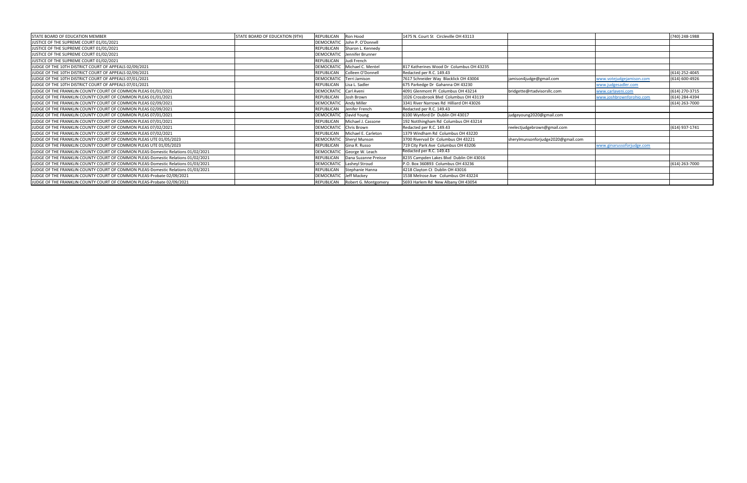| | | | | | | | |
|---|---|---|---|---|---|---|---|
| STATE BOARD OF EDUCATION MEMBER | STATE BOARD OF EDUCATION (9TH) | REPUBLICAN | Ron Hood | 1475 N. Court St Circleville OH 43113 | | | (740) 248-1988 |
| JUSTICE OF THE SUPREME COURT 01/01/2021 | | DEMOCRATIC | John P. O'Donnell | | | | |
| JUSTICE OF THE SUPREME COURT 01/01/2021 | | REPUBLICAN | Sharon L. Kennedy | | | | |
| JUSTICE OF THE SUPREME COURT 01/02/2021 | | DEMOCRATIC | Jennifer Brunner | | | | |
| JUSTICE OF THE SUPREME COURT 01/02/2021 | | REPUBLICAN | Judi French | | | | |
| JUDGE OF THE 10TH DISTRICT COURT OF APPEALS 02/09/2021 | | DEMOCRATIC | Michael C. Mentel | 817 Katherines Wood Dr Columbus OH 43235 | | | |
| JUDGE OF THE 10TH DISTRICT COURT OF APPEALS 02/09/2021 | | REPUBLICAN | Colleen O'Donnell | Redacted per R.C. 149.43 | | | (614) 252-4045 |
| JUDGE OF THE 10TH DISTRICT COURT OF APPEALS 07/01/2021 | | DEMOCRATIC | Terri Jamison | 7617 Schneider Way Blacklick OH 43004 | jamison4judge@gmail.com | www.votejudgejamison.com | (614) 600-4926 |
| JUDGE OF THE 10TH DISTRICT COURT OF APPEALS 07/01/2021 | | REPUBLICAN | Lisa L. Sadler | 675 Parkedge Dr Gahanna OH 43230 | | www.judgesadler.com | |
| JUDGE OF THE FRANKLIN COUNTY COURT OF COMMON PLEAS 01/01/2021 | | DEMOCRATIC | Carl Aveni | 4091 Glenmont Pl Columbus OH 43214 | bridgette@rtadvisorsllc.com | www.carlaveni.com | (614) 270-3715 |
| JUDGE OF THE FRANKLIN COUNTY COURT OF COMMON PLEAS 01/01/2021 | | REPUBLICAN | Josh Brown | 1026 Crossbrook Blvd Columbus OH 43119 | | www.joshbrownforohio.com | (614) 284-4394 |
| JUDGE OF THE FRANKLIN COUNTY COURT OF COMMON PLEAS 02/09/2021 | | DEMOCRATIC | Andy Miller | 3341 River Narrows Rd Hilliard OH 43026 | | | (614) 263-7000 |
| JUDGE OF THE FRANKLIN COUNTY COURT OF COMMON PLEAS 02/09/2021 | | REPUBLICAN | Jenifer French | Redacted per R.C. 149.43 | | | |
| JUDGE OF THE FRANKLIN COUNTY COURT OF COMMON PLEAS 07/01/2021 | | DEMOCRATIC | David Young | 6100 Wynford Dr Dublin OH 43017 | judgeyoung2020@gmail.com | | |
| JUDGE OF THE FRANKLIN COUNTY COURT OF COMMON PLEAS 07/01/2021 | | REPUBLICAN | Michael J. Cassone | 192 Notthingham Rd Columbus OH 43214 | | | |
| JUDGE OF THE FRANKLIN COUNTY COURT OF COMMON PLEAS 07/02/2021 | | DEMOCRATIC | Chris Brown | Redacted per R.C. 149.43 | reelectjudgebrown@gmail.com | | (614) 937-1741 |
| JUDGE OF THE FRANKLIN COUNTY COURT OF COMMON PLEAS 07/02/2021 | | REPUBLICAN | Michael E. Carleton | 1379 Windham Rd Columbus OH 43220 | | | |
| JUDGE OF THE FRANKLIN COUNTY COURT OF COMMON PLEAS UTE 01/05/2023 | | DEMOCRATIC | Sheryl Munson | 3700 Rivervail Dr Columbus OH 43221 | sherylmunsonforjudge2020@gmail.com | | |
| JUDGE OF THE FRANKLIN COUNTY COURT OF COMMON PLEAS UTE 01/05/2023 | | REPUBLICAN | Gina R. Russo | 719 City Park Ave Columbus OH 43206 | | www.ginarussoforjudge.com | |
| JUDGE OF THE FRANKLIN COUNTY COURT OF COMMON PLEAS-Domestic Relations 01/02/2021 | | DEMOCRATIC | George W. Leach | Redacted per R.C. 149.43 | | | |
| JUDGE OF THE FRANKLIN COUNTY COURT OF COMMON PLEAS-Domestic Relations 01/02/2021 | | REPUBLICAN | Dana Suzanne Preisse | 8235 Campden Lakes Blvd Dublin OH 43016 | | | |
| JUDGE OF THE FRANKLIN COUNTY COURT OF COMMON PLEAS-Domestic Relations 01/03/2021 | | DEMOCRATIC | Lasheyl Stroud | P.O. Box 360893 Columbus OH 43236 | | | (614) 263-7000 |
| JUDGE OF THE FRANKLIN COUNTY COURT OF COMMON PLEAS-Domestic Relations 01/03/2021 | | REPUBLICAN | Stephanie Hanna | 4218 Clayton Ct Dublin OH 43016 | | | |
| JUDGE OF THE FRANKLIN COUNTY COURT OF COMMON PLEAS-Probate 02/09/2021 | | DEMOCRATIC | Jeff Mackey | 1538 Melrose Ave Columbus OH 43224 | | | |
| JUDGE OF THE FRANKLIN COUNTY COURT OF COMMON PLEAS-Probate 02/09/2021 | | REPUBLICAN | Robert G. Montgomery | 5693 Harlem Rd New Albany OH 43054 | | | |